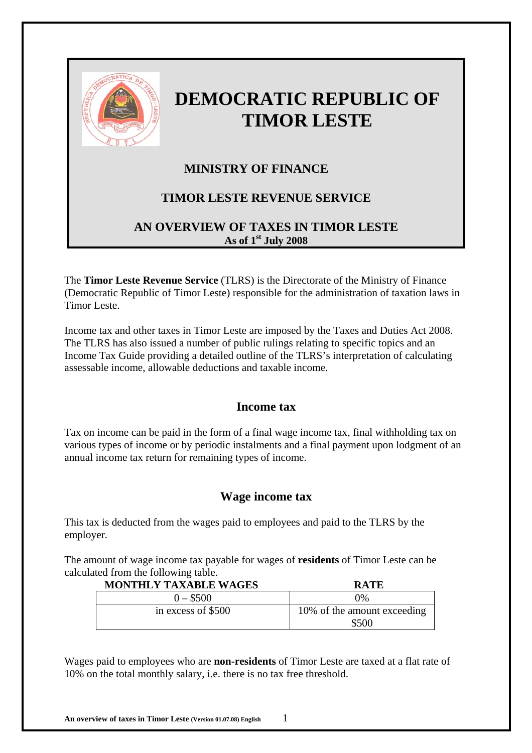# DEMOCRATIC REPUBLIC OF TIMOR LESTE

## MINISTRY OF FINANCE

## TIMOR LESTE REVENUE SERVICE

## AN OVERVIEW OF TAXES IN TIMOR LESTE

**As of 1st July 2008**

The **Timor Leste Revenue Service** (TLRS) is the Directorate of the Ministry of Finance (Democratic Republic of Timor Leste) responsible for the administration of taxation laws in Timor Leste.

Income tax and other taxes in Timor Leste are imposed by the Taxes and Duties Act 2008. The TLRS has also issued a number of public rulings relating to specific topics and an Income Tax Guide providing a detailed outline of the TLRS's interpretation of calculating assessable income, allowable deductions and taxable income.

### Income tax

Tax on income can be paid in the form of a final wage income tax, final withholding tax on various types of income or by periodic instalments and a final payment upon lodgment of an annual income tax return for remaining types of income.

### Wage income tax

This tax is deducted from the wages paid to employees and paid to the TLRS by the employer.

The amount of wage income tax payable for wages of **residents** of Timor Leste can be calculated from the following table.

| MONTHLY TAXABLE WAGES | RATE |
|---|---|
| 0 – $500 | 0% |
| in excess of $500 | 10% of the amount exceeding $500 |

Wages paid to employees who are **non-residents** of Timor Leste are taxed at a flat rate of 10% on the total monthly salary, i.e. there is no tax free threshold.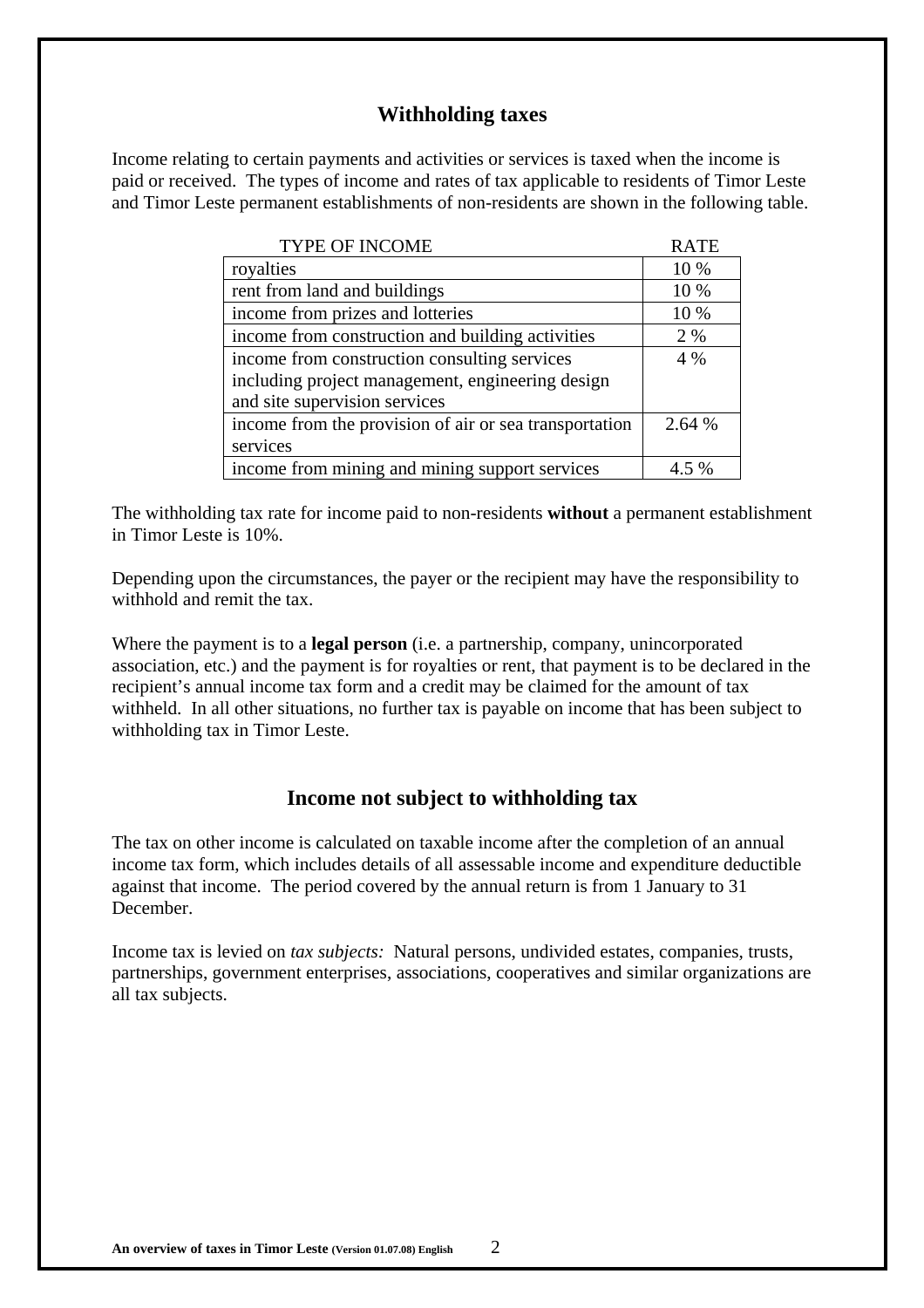## Withholding taxes

Income relating to certain payments and activities or services is taxed when the income is paid or received. The types of income and rates of tax applicable to residents of Timor Leste and Timor Leste permanent establishments of non-residents are shown in the following table.

| TYPE OF INCOME | RATE |
|---|---|
| royalties | 10 % |
| rent from land and buildings | 10 % |
| income from prizes and lotteries | 10 % |
| income from construction and building activities | 2 % |
| income from construction consulting services including project management, engineering design and site supervision services | 4 % |
| income from the provision of air or sea transportation services | 2.64 % |
| income from mining and mining support services | 4.5 % |

The withholding tax rate for income paid to non-residents **without** a permanent establishment in Timor Leste is 10%.

Depending upon the circumstances, the payer or the recipient may have the responsibility to withhold and remit the tax.

Where the payment is to a **legal person** (i.e. a partnership, company, unincorporated association, etc.) and the payment is for royalties or rent, that payment is to be declared in the recipient's annual income tax form and a credit may be claimed for the amount of tax withheld. In all other situations, no further tax is payable on income that has been subject to withholding tax in Timor Leste.

## Income not subject to withholding tax

The tax on other income is calculated on taxable income after the completion of an annual income tax form, which includes details of all assessable income and expenditure deductible against that income. The period covered by the annual return is from 1 January to 31 December.

Income tax is levied on *tax subjects:* Natural persons, undivided estates, companies, trusts, partnerships, government enterprises, associations, cooperatives and similar organizations are all tax subjects.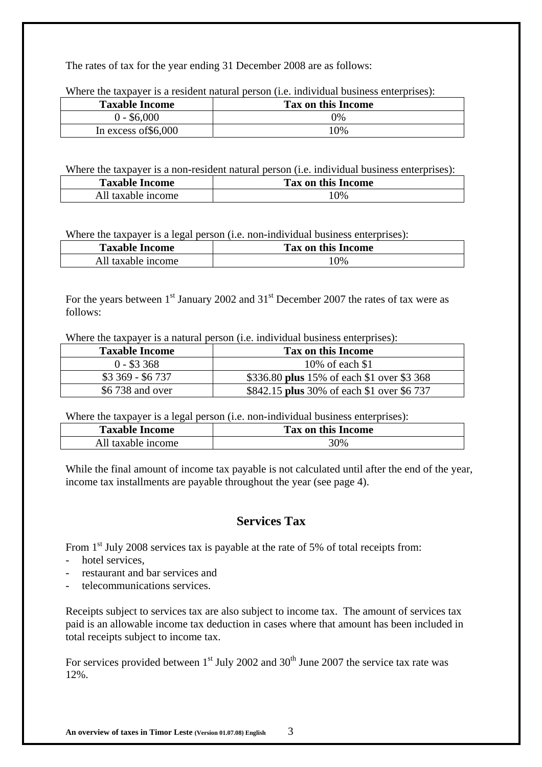The rates of tax for the year ending 31 December 2008 are as follows:

Where the taxpayer is a resident natural person (i.e. individual business enterprises):

| Taxable Income | Tax on this Income |
|---|---|
| 0 - $6,000 | 0% |
| In excess of$6,000 | 10% |

Where the taxpayer is a non-resident natural person (i.e. individual business enterprises):

| Taxable Income | Tax on this Income |
|---|---|
| All taxable income | 10% |

Where the taxpayer is a legal person (i.e. non-individual business enterprises):

| Taxable Income | Tax on this Income |
|---|---|
| All taxable income | 10% |

For the years between 1st January 2002 and 31st December 2007 the rates of tax were as follows:

Where the taxpayer is a natural person (i.e. individual business enterprises):

| Taxable Income | Tax on this Income |
|---|---|
| 0 - $3 368 | 10% of each $1 |
| $3 369 - $6 737 | $336.80 **plus** 15% of each $1 over $3 368 |
| $6 738 and over | $842.15 **plus** 30% of each $1 over $6 737 |

Where the taxpayer is a legal person (i.e. non-individual business enterprises):

| Taxable Income | Tax on this Income |
|---|---|
| All taxable income | 30% |

While the final amount of income tax payable is not calculated until after the end of the year, income tax installments are payable throughout the year (see page 4).

## Services Tax

From 1st July 2008 services tax is payable at the rate of 5% of total receipts from:

- hotel services,
- restaurant and bar services and
- telecommunications services.

Receipts subject to services tax are also subject to income tax. The amount of services tax paid is an allowable income tax deduction in cases where that amount has been included in total receipts subject to income tax.

For services provided between 1st July 2002 and 30th June 2007 the service tax rate was 12%.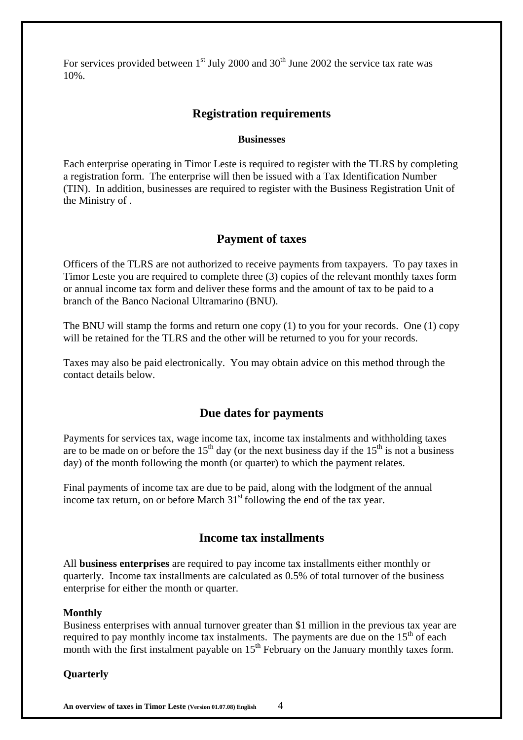For services provided between 1st July 2000 and 30th June 2002 the service tax rate was 10%.

## Registration requirements

**Businesses**

Each enterprise operating in Timor Leste is required to register with the TLRS by completing a registration form. The enterprise will then be issued with a Tax Identification Number (TIN). In addition, businesses are required to register with the Business Registration Unit of the Ministry of .

## Payment of taxes

Officers of the TLRS are not authorized to receive payments from taxpayers. To pay taxes in Timor Leste you are required to complete three (3) copies of the relevant monthly taxes form or annual income tax form and deliver these forms and the amount of tax to be paid to a branch of the Banco Nacional Ultramarino (BNU).

The BNU will stamp the forms and return one copy (1) to you for your records. One (1) copy will be retained for the TLRS and the other will be returned to you for your records.

Taxes may also be paid electronically. You may obtain advice on this method through the contact details below.

## Due dates for payments

Payments for services tax, wage income tax, income tax instalments and withholding taxes are to be made on or before the 15th day (or the next business day if the 15th is not a business day) of the month following the month (or quarter) to which the payment relates.

Final payments of income tax are due to be paid, along with the lodgment of the annual income tax return, on or before March 31st following the end of the tax year.

## Income tax installments

All **business enterprises** are required to pay income tax installments either monthly or quarterly. Income tax installments are calculated as 0.5% of total turnover of the business enterprise for either the month or quarter.

**Monthly**
Business enterprises with annual turnover greater than $1 million in the previous tax year are required to pay monthly income tax instalments. The payments are due on the 15th of each month with the first instalment payable on 15th February on the January monthly taxes form.

**Quarterly**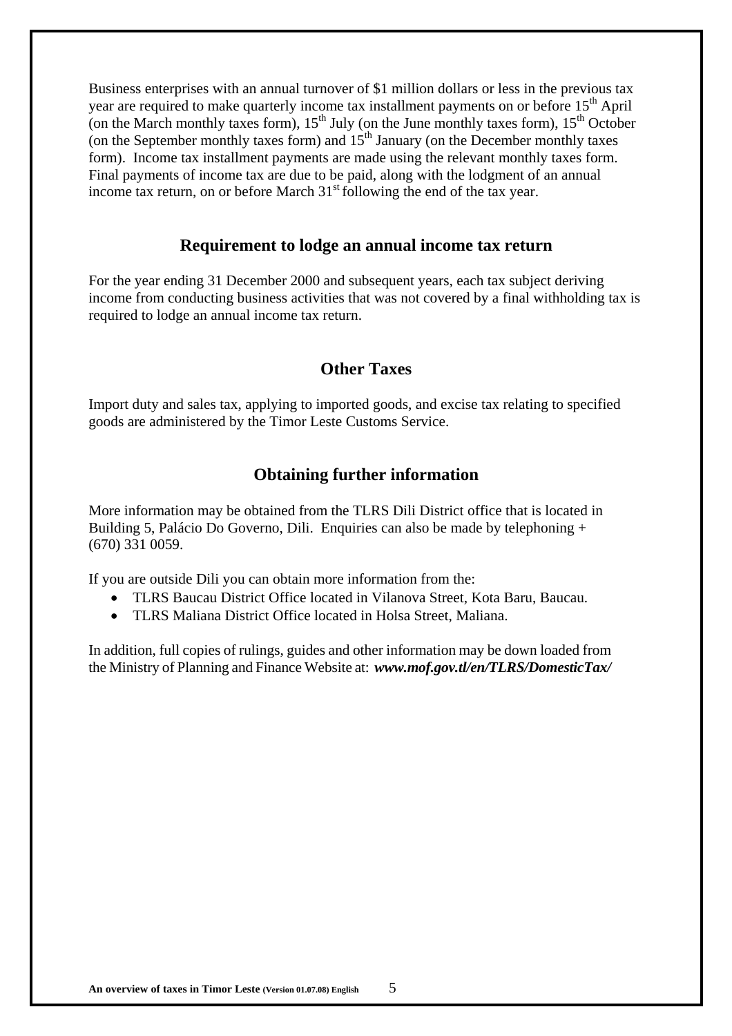Business enterprises with an annual turnover of $1 million dollars or less in the previous tax year are required to make quarterly income tax installment payments on or before 15th April (on the March monthly taxes form), 15th July (on the June monthly taxes form), 15th October (on the September monthly taxes form) and 15th January (on the December monthly taxes form). Income tax installment payments are made using the relevant monthly taxes form. Final payments of income tax are due to be paid, along with the lodgment of an annual income tax return, on or before March 31st following the end of the tax year.

## Requirement to lodge an annual income tax return

For the year ending 31 December 2000 and subsequent years, each tax subject deriving income from conducting business activities that was not covered by a final withholding tax is required to lodge an annual income tax return.

## Other Taxes

Import duty and sales tax, applying to imported goods, and excise tax relating to specified goods are administered by the Timor Leste Customs Service.

## Obtaining further information

More information may be obtained from the TLRS Dili District office that is located in Building 5, Palácio Do Governo, Dili. Enquiries can also be made by telephoning + (670) 331 0059.

If you are outside Dili you can obtain more information from the:

- TLRS Baucau District Office located in Vilanova Street, Kota Baru, Baucau.
- TLRS Maliana District Office located in Holsa Street, Maliana.

In addition, full copies of rulings, guides and other information may be down loaded from the Ministry of Planning and Finance Website at: ***www.mof.gov.tl/en/TLRS/DomesticTax/***